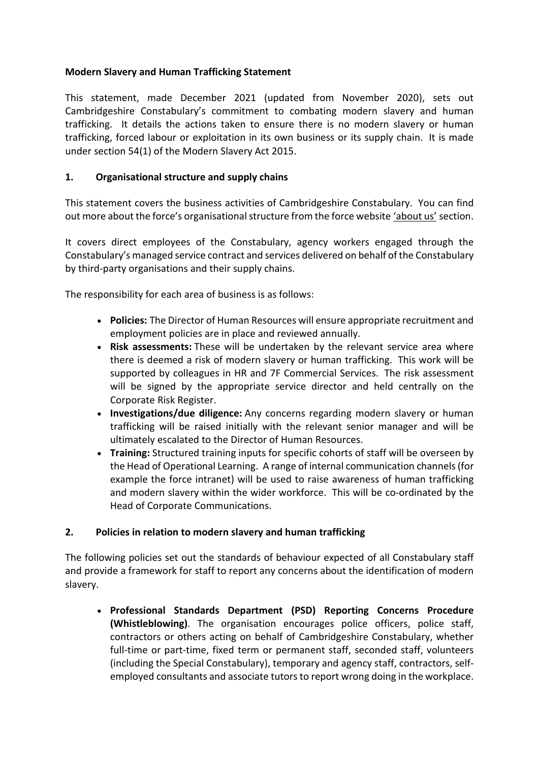# Modern Slavery and Human Trafficking Statement

This statement, made December 2021 (updated from November 2020), sets out Cambridgeshire Constabulary's commitment to combating modern slavery and human trafficking. It details the actions taken to ensure there is no modern slavery or human trafficking, forced labour or exploitation in its own business or its supply chain. It is made under section 54(1) of the Modern Slavery Act 2015.

## 1. Organisational structure and supply chains

This statement covers the business activities of Cambridgeshire Constabulary. You can find out more about the force's organisational structure from the force website 'about us' section.

It covers direct employees of the Constabulary, agency workers engaged through the Constabulary's managed service contract and services delivered on behalf of the Constabulary by third-party organisations and their supply chains.

The responsibility for each area of business is as follows:

- **Policies:** The Director of Human Resources will ensure appropriate recruitment and employment policies are in place and reviewed annually.
- **Risk assessments:** These will be undertaken by the relevant service area where there is deemed a risk of modern slavery or human trafficking. This work will be supported by colleagues in HR and 7F Commercial Services. The risk assessment will be signed by the appropriate service director and held centrally on the Corporate Risk Register.
- **Investigations/due diligence:** Any concerns regarding modern slavery or human trafficking will be raised initially with the relevant senior manager and will be ultimately escalated to the Director of Human Resources.
- **Training:** Structured training inputs for specific cohorts of staff will be overseen by the Head of Operational Learning. A range of internal communication channels (for example the force intranet) will be used to raise awareness of human trafficking and modern slavery within the wider workforce. This will be co-ordinated by the Head of Corporate Communications.

## 2. Policies in relation to modern slavery and human trafficking

The following policies set out the standards of behaviour expected of all Constabulary staff and provide a framework for staff to report any concerns about the identification of modern slavery.

- **Professional Standards Department (PSD) Reporting Concerns Procedure (Whistleblowing)**. The organisation encourages police officers, police staff, contractors or others acting on behalf of Cambridgeshire Constabulary, whether full-time or part-time, fixed term or permanent staff, seconded staff, volunteers (including the Special Constabulary), temporary and agency staff, contractors, self-employed consultants and associate tutors to report wrong doing in the workplace.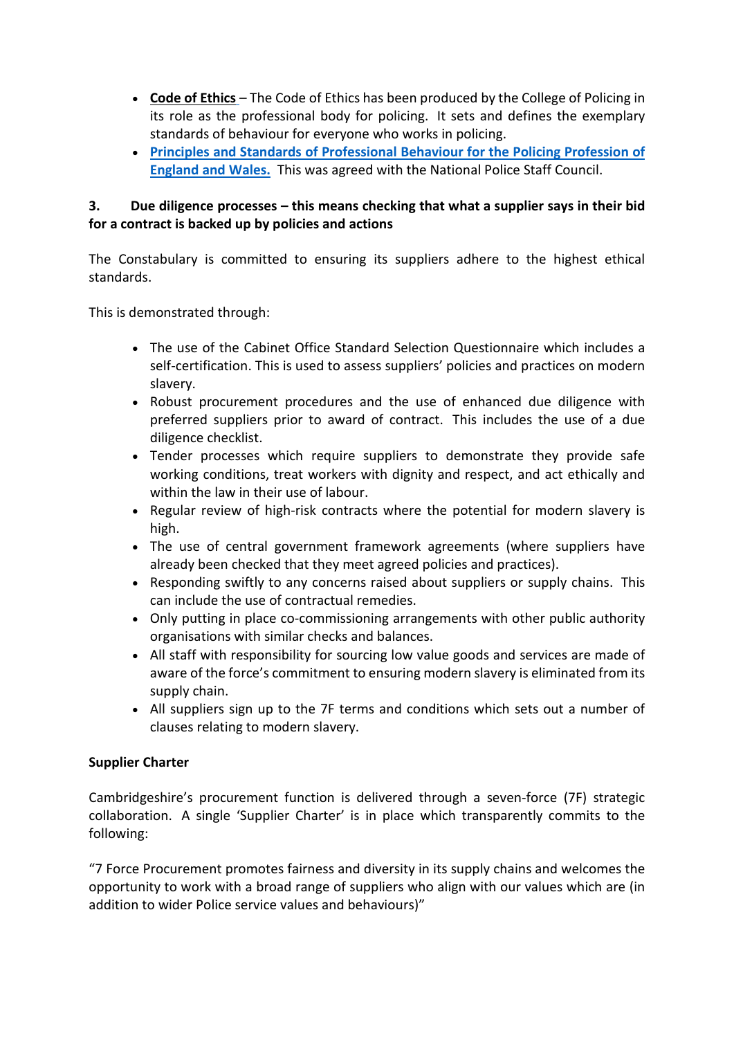- **Code of Ethics** – The Code of Ethics has been produced by the College of Policing in its role as the professional body for policing. It sets and defines the exemplary standards of behaviour for everyone who works in policing.
- **Principles and Standards of Professional Behaviour for the Policing Profession of England and Wales.** This was agreed with the National Police Staff Council.

**3. Due diligence processes – this means checking that what a supplier says in their bid for a contract is backed up by policies and actions**

The Constabulary is committed to ensuring its suppliers adhere to the highest ethical standards.

This is demonstrated through:

- The use of the Cabinet Office Standard Selection Questionnaire which includes a self-certification. This is used to assess suppliers' policies and practices on modern slavery.
- Robust procurement procedures and the use of enhanced due diligence with preferred suppliers prior to award of contract. This includes the use of a due diligence checklist.
- Tender processes which require suppliers to demonstrate they provide safe working conditions, treat workers with dignity and respect, and act ethically and within the law in their use of labour.
- Regular review of high-risk contracts where the potential for modern slavery is high.
- The use of central government framework agreements (where suppliers have already been checked that they meet agreed policies and practices).
- Responding swiftly to any concerns raised about suppliers or supply chains. This can include the use of contractual remedies.
- Only putting in place co-commissioning arrangements with other public authority organisations with similar checks and balances.
- All staff with responsibility for sourcing low value goods and services are made of aware of the force's commitment to ensuring modern slavery is eliminated from its supply chain.
- All suppliers sign up to the 7F terms and conditions which sets out a number of clauses relating to modern slavery.

**Supplier Charter**

Cambridgeshire's procurement function is delivered through a seven-force (7F) strategic collaboration. A single 'Supplier Charter' is in place which transparently commits to the following:

"7 Force Procurement promotes fairness and diversity in its supply chains and welcomes the opportunity to work with a broad range of suppliers who align with our values which are (in addition to wider Police service values and behaviours)"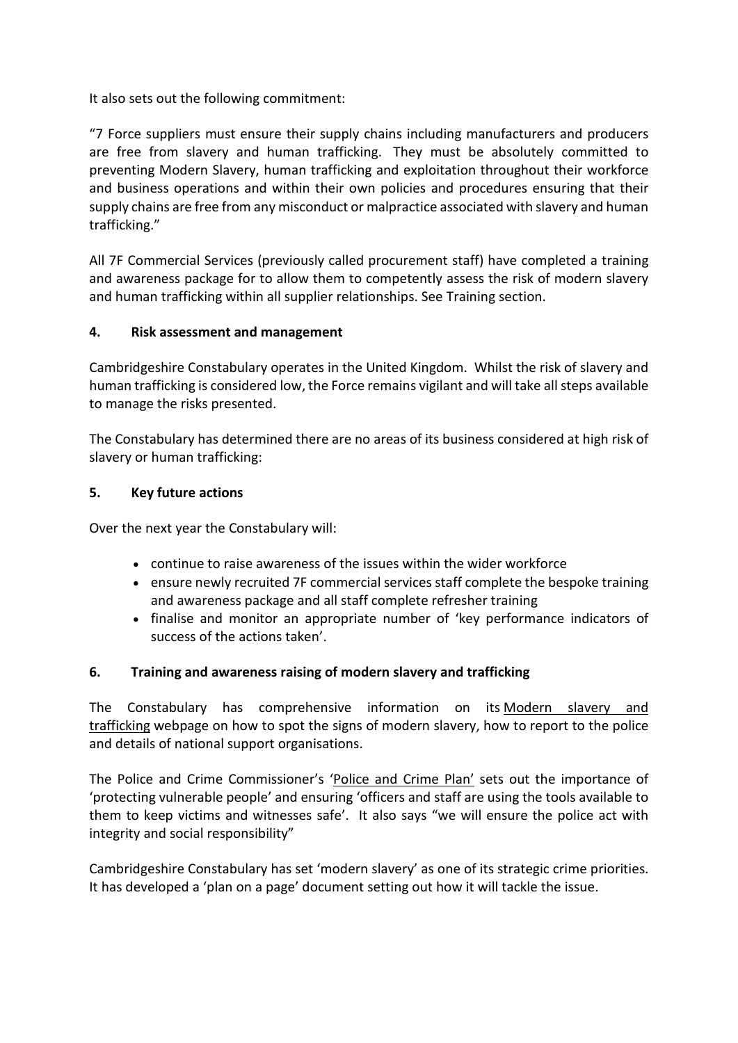It also sets out the following commitment:

"7 Force suppliers must ensure their supply chains including manufacturers and producers are free from slavery and human trafficking. They must be absolutely committed to preventing Modern Slavery, human trafficking and exploitation throughout their workforce and business operations and within their own policies and procedures ensuring that their supply chains are free from any misconduct or malpractice associated with slavery and human trafficking."

All 7F Commercial Services (previously called procurement staff) have completed a training and awareness package for to allow them to competently assess the risk of modern slavery and human trafficking within all supplier relationships. See Training section.

## 4. Risk assessment and management

Cambridgeshire Constabulary operates in the United Kingdom. Whilst the risk of slavery and human trafficking is considered low, the Force remains vigilant and will take all steps available to manage the risks presented.

The Constabulary has determined there are no areas of its business considered at high risk of slavery or human trafficking:

## 5. Key future actions

Over the next year the Constabulary will:

- continue to raise awareness of the issues within the wider workforce
- ensure newly recruited 7F commercial services staff complete the bespoke training and awareness package and all staff complete refresher training
- finalise and monitor an appropriate number of 'key performance indicators of success of the actions taken'.

## 6. Training and awareness raising of modern slavery and trafficking

The Constabulary has comprehensive information on its Modern slavery and trafficking webpage on how to spot the signs of modern slavery, how to report to the police and details of national support organisations.

The Police and Crime Commissioner's 'Police and Crime Plan' sets out the importance of 'protecting vulnerable people' and ensuring 'officers and staff are using the tools available to them to keep victims and witnesses safe'. It also says "we will ensure the police act with integrity and social responsibility"

Cambridgeshire Constabulary has set 'modern slavery' as one of its strategic crime priorities. It has developed a 'plan on a page' document setting out how it will tackle the issue.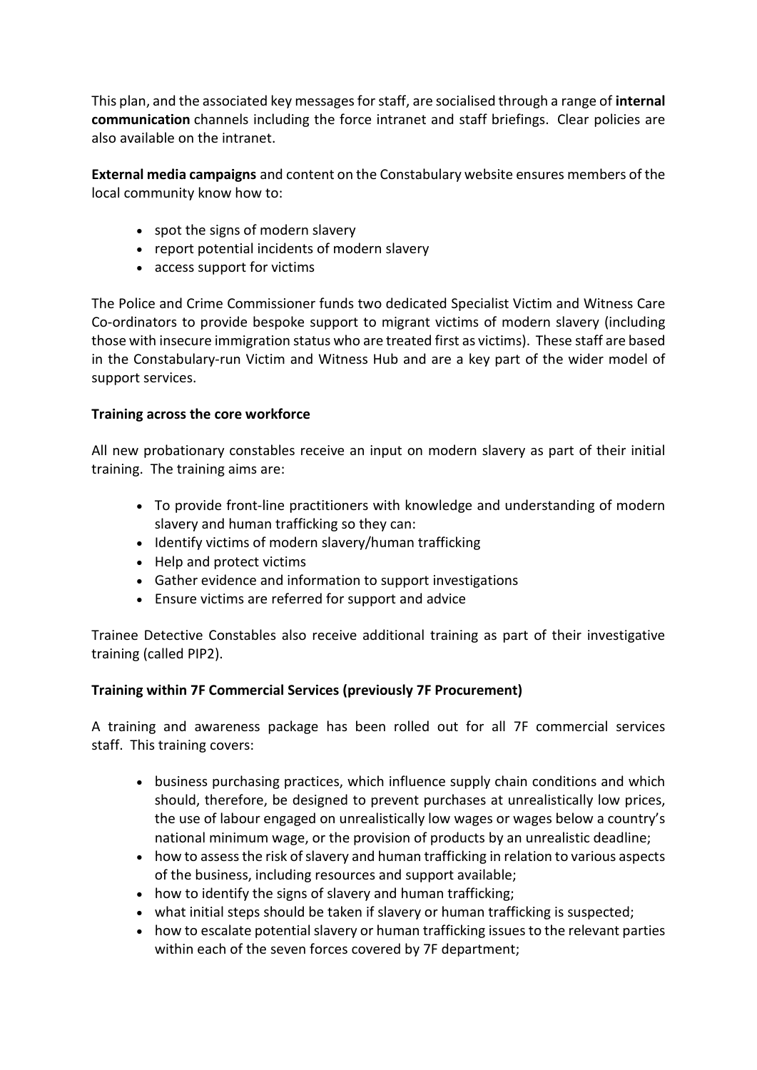This plan, and the associated key messages for staff, are socialised through a range of **internal communication** channels including the force intranet and staff briefings. Clear policies are also available on the intranet.

**External media campaigns** and content on the Constabulary website ensures members of the local community know how to:

- spot the signs of modern slavery
- report potential incidents of modern slavery
- access support for victims

The Police and Crime Commissioner funds two dedicated Specialist Victim and Witness Care Co-ordinators to provide bespoke support to migrant victims of modern slavery (including those with insecure immigration status who are treated first as victims). These staff are based in the Constabulary-run Victim and Witness Hub and are a key part of the wider model of support services.

**Training across the core workforce**

All new probationary constables receive an input on modern slavery as part of their initial training. The training aims are:

- To provide front-line practitioners with knowledge and understanding of modern slavery and human trafficking so they can:
- Identify victims of modern slavery/human trafficking
- Help and protect victims
- Gather evidence and information to support investigations
- Ensure victims are referred for support and advice

Trainee Detective Constables also receive additional training as part of their investigative training (called PIP2).

**Training within 7F Commercial Services (previously 7F Procurement)**

A training and awareness package has been rolled out for all 7F commercial services staff. This training covers:

- business purchasing practices, which influence supply chain conditions and which should, therefore, be designed to prevent purchases at unrealistically low prices, the use of labour engaged on unrealistically low wages or wages below a country's national minimum wage, or the provision of products by an unrealistic deadline;
- how to assess the risk of slavery and human trafficking in relation to various aspects of the business, including resources and support available;
- how to identify the signs of slavery and human trafficking;
- what initial steps should be taken if slavery or human trafficking is suspected;
- how to escalate potential slavery or human trafficking issues to the relevant parties within each of the seven forces covered by 7F department;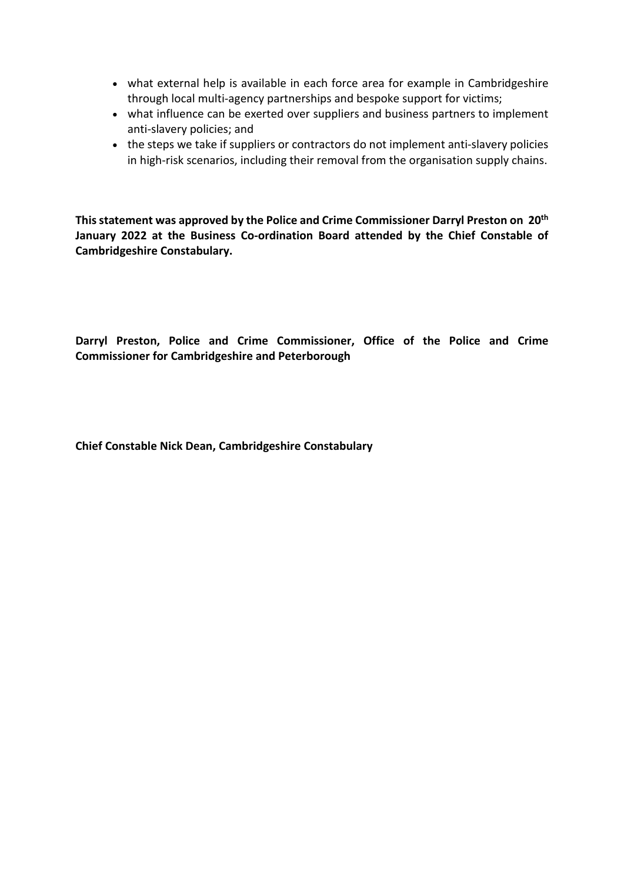- what external help is available in each force area for example in Cambridgeshire through local multi-agency partnerships and bespoke support for victims;
- what influence can be exerted over suppliers and business partners to implement anti-slavery policies; and
- the steps we take if suppliers or contractors do not implement anti-slavery policies in high-risk scenarios, including their removal from the organisation supply chains.

**This statement was approved by the Police and Crime Commissioner Darryl Preston on 20th January 2022 at the Business Co-ordination Board attended by the Chief Constable of Cambridgeshire Constabulary.**

**Darryl Preston, Police and Crime Commissioner, Office of the Police and Crime Commissioner for Cambridgeshire and Peterborough**

**Chief Constable Nick Dean, Cambridgeshire Constabulary**